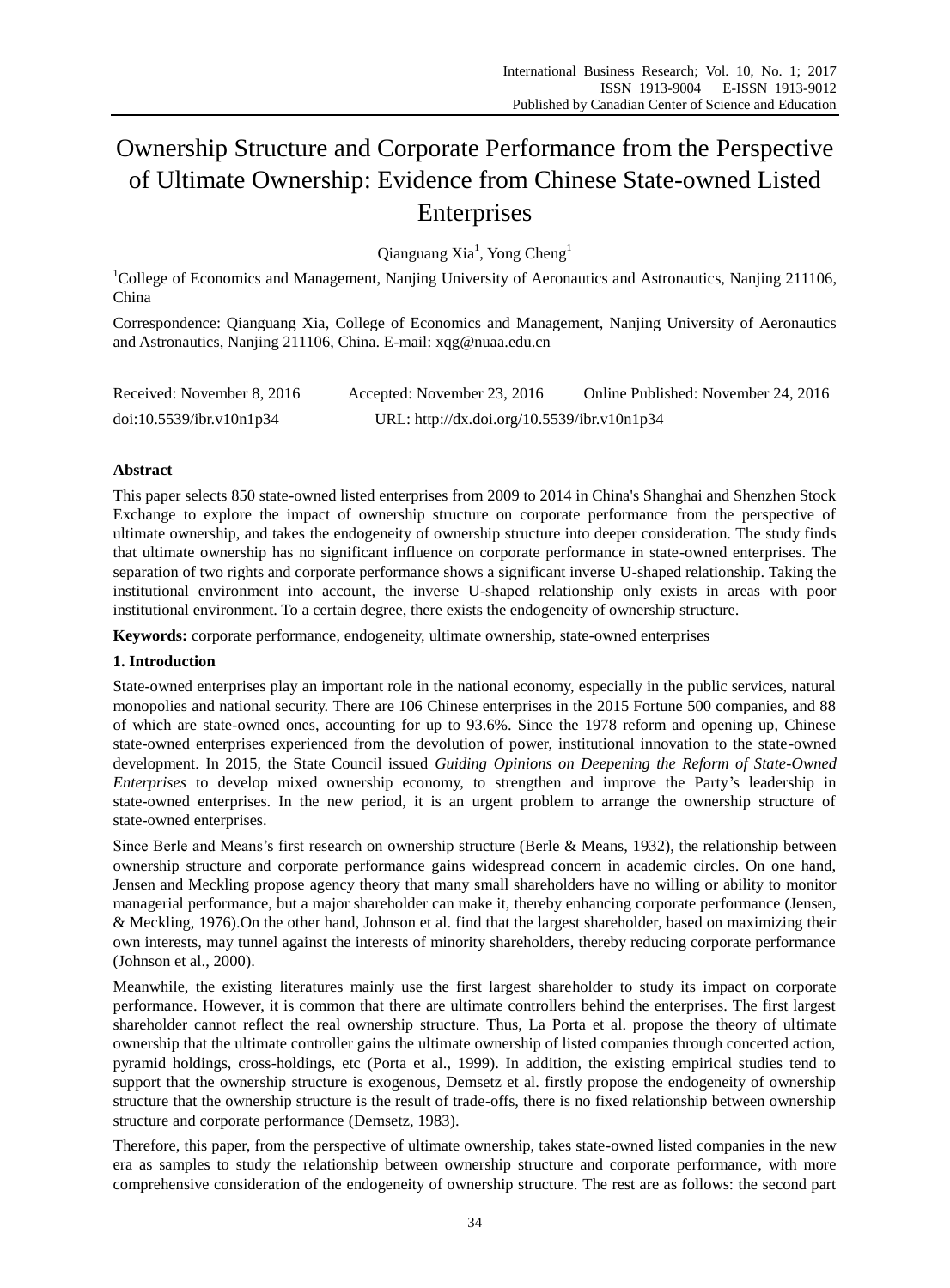# Ownership Structure and Corporate Performance from the Perspective of Ultimate Ownership: Evidence from Chinese State-owned Listed Enterprises

Qianguang Xia[1], Yong Cheng[1]

[1]College of Economics and Management, Nanjing University of Aeronautics and Astronautics, Nanjing 211106, China

Correspondence: Qianguang Xia, College of Economics and Management, Nanjing University of Aeronautics and Astronautics, Nanjing 211106, China. E-mail: xqg@nuaa.edu.cn

Received: November 8, 2016 Accepted: November 23, 2016 Online Published: November 24, 2016

doi:10.5539/ibr.v10n1p34 URL: http://dx.doi.org/10.5539/ibr.v10n1p34

## Abstract

This paper selects 850 state-owned listed enterprises from 2009 to 2014 in China's Shanghai and Shenzhen Stock Exchange to explore the impact of ownership structure on corporate performance from the perspective of ultimate ownership, and takes the endogeneity of ownership structure into deeper consideration. The study finds that ultimate ownership has no significant influence on corporate performance in state-owned enterprises. The separation of two rights and corporate performance shows a significant inverse U-shaped relationship. Taking the institutional environment into account, the inverse U-shaped relationship only exists in areas with poor institutional environment. To a certain degree, there exists the endogeneity of ownership structure.

**Keywords:** corporate performance, endogeneity, ultimate ownership, state-owned enterprises

## 1. Introduction

State-owned enterprises play an important role in the national economy, especially in the public services, natural monopolies and national security. There are 106 Chinese enterprises in the 2015 Fortune 500 companies, and 88 of which are state-owned ones, accounting for up to 93.6%. Since the 1978 reform and opening up, Chinese state-owned enterprises experienced from the devolution of power, institutional innovation to the state-owned development. In 2015, the State Council issued *Guiding Opinions on Deepening the Reform of State-Owned Enterprises* to develop mixed ownership economy, to strengthen and improve the Party's leadership in state-owned enterprises. In the new period, it is an urgent problem to arrange the ownership structure of state-owned enterprises.

Since Berle and Means's first research on ownership structure (Berle & Means, 1932), the relationship between ownership structure and corporate performance gains widespread concern in academic circles. On one hand, Jensen and Meckling propose agency theory that many small shareholders have no willing or ability to monitor managerial performance, but a major shareholder can make it, thereby enhancing corporate performance (Jensen, & Meckling, 1976).On the other hand, Johnson et al. find that the largest shareholder, based on maximizing their own interests, may tunnel against the interests of minority shareholders, thereby reducing corporate performance (Johnson et al., 2000).

Meanwhile, the existing literatures mainly use the first largest shareholder to study its impact on corporate performance. However, it is common that there are ultimate controllers behind the enterprises. The first largest shareholder cannot reflect the real ownership structure. Thus, La Porta et al. propose the theory of ultimate ownership that the ultimate controller gains the ultimate ownership of listed companies through concerted action, pyramid holdings, cross-holdings, etc (Porta et al., 1999). In addition, the existing empirical studies tend to support that the ownership structure is exogenous, Demsetz et al. firstly propose the endogeneity of ownership structure that the ownership structure is the result of trade-offs, there is no fixed relationship between ownership structure and corporate performance (Demsetz, 1983).

Therefore, this paper, from the perspective of ultimate ownership, takes state-owned listed companies in the new era as samples to study the relationship between ownership structure and corporate performance, with more comprehensive consideration of the endogeneity of ownership structure. The rest are as follows: the second part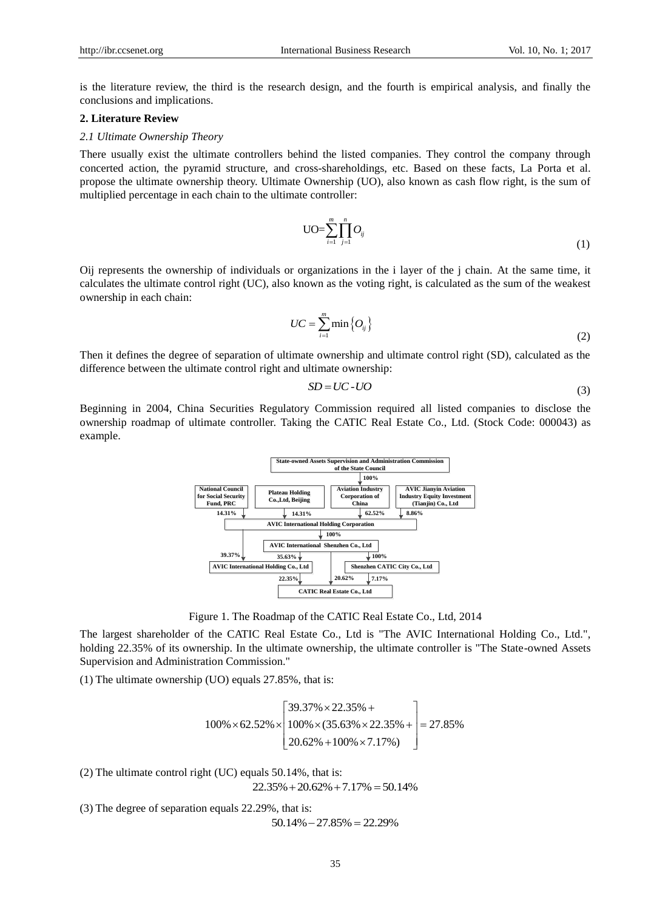is the literature review, the third is the research design, and the fourth is empirical analysis, and finally the conclusions and implications.

## 2. Literature Review

### *2.1 Ultimate Ownership Theory*

There usually exist the ultimate controllers behind the listed companies. They control the company through concerted action, the pyramid structure, and cross-shareholdings, etc. Based on these facts, La Porta et al. propose the ultimate ownership theory. Ultimate Ownership (UO), also known as cash flow right, is the sum of multiplied percentage in each chain to the ultimate controller:

$$\text{UO}=\sum_{i=1}^{m}\prod_{j=1}^{n}O_{ij} \tag{1}$$

Oij represents the ownership of individuals or organizations in the i layer of the j chain. At the same time, it calculates the ultimate control right (UC), also known as the voting right, is calculated as the sum of the weakest ownership in each chain:

$$UC=\sum_{i=1}^{m}\min\left\{O_{ij}\right\} \tag{2}$$

Then it defines the degree of separation of ultimate ownership and ultimate control right (SD), calculated as the difference between the ultimate control right and ultimate ownership:

$$SD=UC\text{-}UO \tag{3}$$

Beginning in 2004, China Securities Regulatory Commission required all listed companies to disclose the ownership roadmap of ultimate controller. Taking the CATIC Real Estate Co., Ltd. (Stock Code: 000043) as example.

State-owned Assets Supervision and Administration Commission of the State Council

100%

National Council for Social Security Fund, PRC

Plateau Holding Co.,Ltd, Beijing

Aviation Industry Corporation of China

AVIC Jianyin Aviation Industry Equity Investment (Tianjin) Co., Ltd

14.31%

14.31%

62.52%

8.86%

AVIC International Holding Corporation

100%

AVIC International Shenzhen Co., Ltd

39.37%

35.63%

100%

AVIC International Holding Co., Ltd

Shenzhen CATIC City Co., Ltd

22.35%

20.62%

7.17%

CATIC Real Estate Co., Ltd

Figure 1. The Roadmap of the CATIC Real Estate Co., Ltd, 2014

The largest shareholder of the CATIC Real Estate Co., Ltd is "The AVIC International Holding Co., Ltd.", holding 22.35% of its ownership. In the ultimate ownership, the ultimate controller is "The State-owned Assets Supervision and Administration Commission."

(1) The ultimate ownership (UO) equals 27.85%, that is:

$$100\%\times 62.52\%\times\begin{bmatrix}39.37\%\times 22.35\%+\\100\%\times(35.63\%\times 22.35\%+\\20.62\%+100\%\times 7.17\%)\end{bmatrix}=27.85\%$$

(2) The ultimate control right (UC) equals 50.14%, that is:

$$22.35\%+20.62\%+7.17\%=50.14\%$$

(3) The degree of separation equals 22.29%, that is:

$$50.14\%-27.85\%=22.29\%$$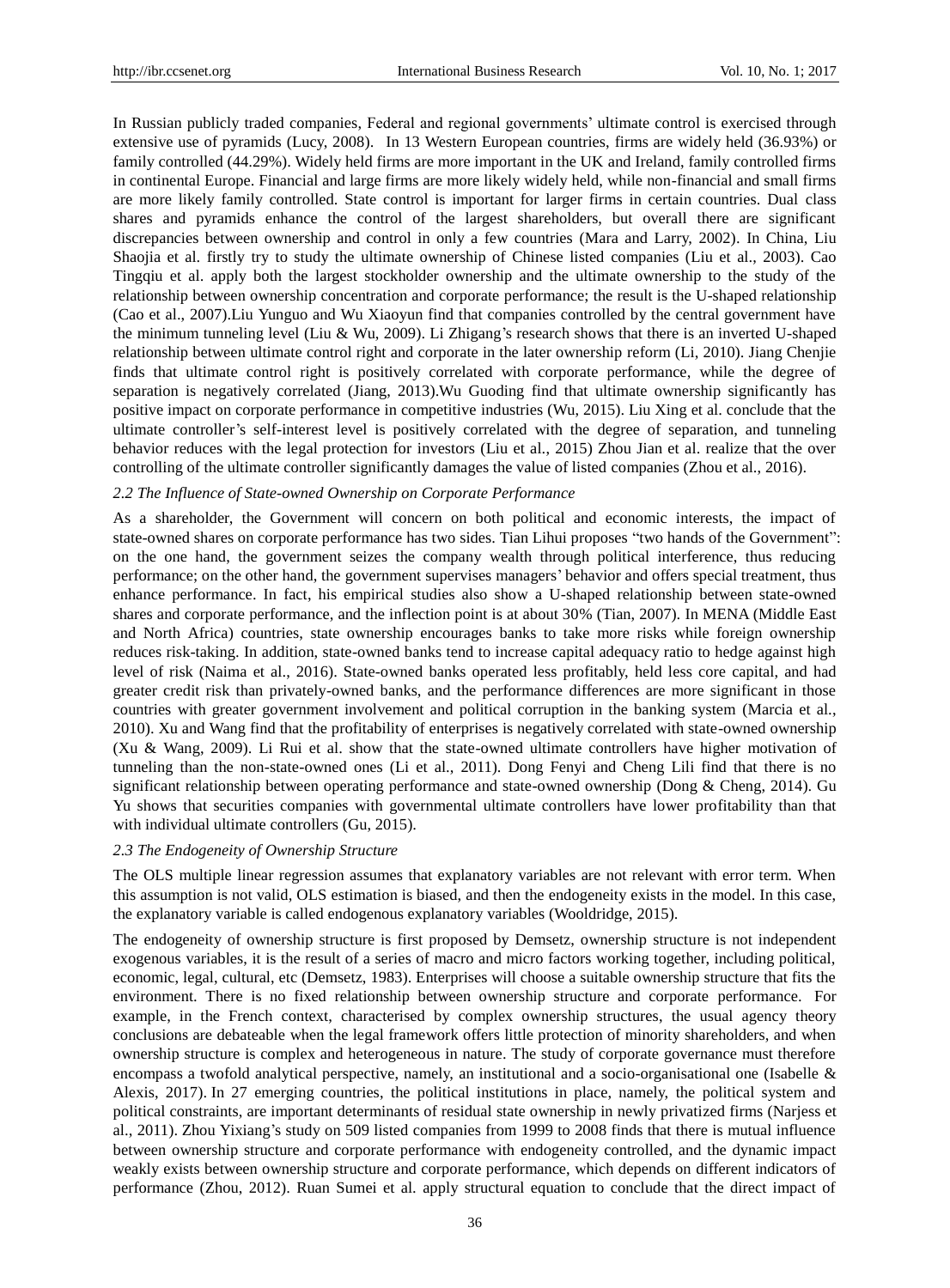In Russian publicly traded companies, Federal and regional governments' ultimate control is exercised through extensive use of pyramids (Lucy, 2008). In 13 Western European countries, firms are widely held (36.93%) or family controlled (44.29%). Widely held firms are more important in the UK and Ireland, family controlled firms in continental Europe. Financial and large firms are more likely widely held, while non-financial and small firms are more likely family controlled. State control is important for larger firms in certain countries. Dual class shares and pyramids enhance the control of the largest shareholders, but overall there are significant discrepancies between ownership and control in only a few countries (Mara and Larry, 2002). In China, Liu Shaojia et al. firstly try to study the ultimate ownership of Chinese listed companies (Liu et al., 2003). Cao Tingqiu et al. apply both the largest stockholder ownership and the ultimate ownership to the study of the relationship between ownership concentration and corporate performance; the result is the U-shaped relationship (Cao et al., 2007).Liu Yunguo and Wu Xiaoyun find that companies controlled by the central government have the minimum tunneling level (Liu & Wu, 2009). Li Zhigang's research shows that there is an inverted U-shaped relationship between ultimate control right and corporate in the later ownership reform (Li, 2010). Jiang Chenjie finds that ultimate control right is positively correlated with corporate performance, while the degree of separation is negatively correlated (Jiang, 2013).Wu Guoding find that ultimate ownership significantly has positive impact on corporate performance in competitive industries (Wu, 2015). Liu Xing et al. conclude that the ultimate controller's self-interest level is positively correlated with the degree of separation, and tunneling behavior reduces with the legal protection for investors (Liu et al., 2015) Zhou Jian et al. realize that the over controlling of the ultimate controller significantly damages the value of listed companies (Zhou et al., 2016).

### 2.2 The Influence of State-owned Ownership on Corporate Performance

As a shareholder, the Government will concern on both political and economic interests, the impact of state-owned shares on corporate performance has two sides. Tian Lihui proposes "two hands of the Government": on the one hand, the government seizes the company wealth through political interference, thus reducing performance; on the other hand, the government supervises managers' behavior and offers special treatment, thus enhance performance. In fact, his empirical studies also show a U-shaped relationship between state-owned shares and corporate performance, and the inflection point is at about 30% (Tian, 2007). In MENA (Middle East and North Africa) countries, state ownership encourages banks to take more risks while foreign ownership reduces risk-taking. In addition, state-owned banks tend to increase capital adequacy ratio to hedge against high level of risk (Naima et al., 2016). State-owned banks operated less profitably, held less core capital, and had greater credit risk than privately-owned banks, and the performance differences are more significant in those countries with greater government involvement and political corruption in the banking system (Marcia et al., 2010). Xu and Wang find that the profitability of enterprises is negatively correlated with state-owned ownership (Xu & Wang, 2009). Li Rui et al. show that the state-owned ultimate controllers have higher motivation of tunneling than the non-state-owned ones (Li et al., 2011). Dong Fenyi and Cheng Lili find that there is no significant relationship between operating performance and state-owned ownership (Dong & Cheng, 2014). Gu Yu shows that securities companies with governmental ultimate controllers have lower profitability than that with individual ultimate controllers (Gu, 2015).

### 2.3 The Endogeneity of Ownership Structure

The OLS multiple linear regression assumes that explanatory variables are not relevant with error term. When this assumption is not valid, OLS estimation is biased, and then the endogeneity exists in the model. In this case, the explanatory variable is called endogenous explanatory variables (Wooldridge, 2015).

The endogeneity of ownership structure is first proposed by Demsetz, ownership structure is not independent exogenous variables, it is the result of a series of macro and micro factors working together, including political, economic, legal, cultural, etc (Demsetz, 1983). Enterprises will choose a suitable ownership structure that fits the environment. There is no fixed relationship between ownership structure and corporate performance. For example, in the French context, characterised by complex ownership structures, the usual agency theory conclusions are debateable when the legal framework offers little protection of minority shareholders, and when ownership structure is complex and heterogeneous in nature. The study of corporate governance must therefore encompass a twofold analytical perspective, namely, an institutional and a socio-organisational one (Isabelle & Alexis, 2017). In 27 emerging countries, the political institutions in place, namely, the political system and political constraints, are important determinants of residual state ownership in newly privatized firms (Narjess et al., 2011). Zhou Yixiang's study on 509 listed companies from 1999 to 2008 finds that there is mutual influence between ownership structure and corporate performance with endogeneity controlled, and the dynamic impact weakly exists between ownership structure and corporate performance, which depends on different indicators of performance (Zhou, 2012). Ruan Sumei et al. apply structural equation to conclude that the direct impact of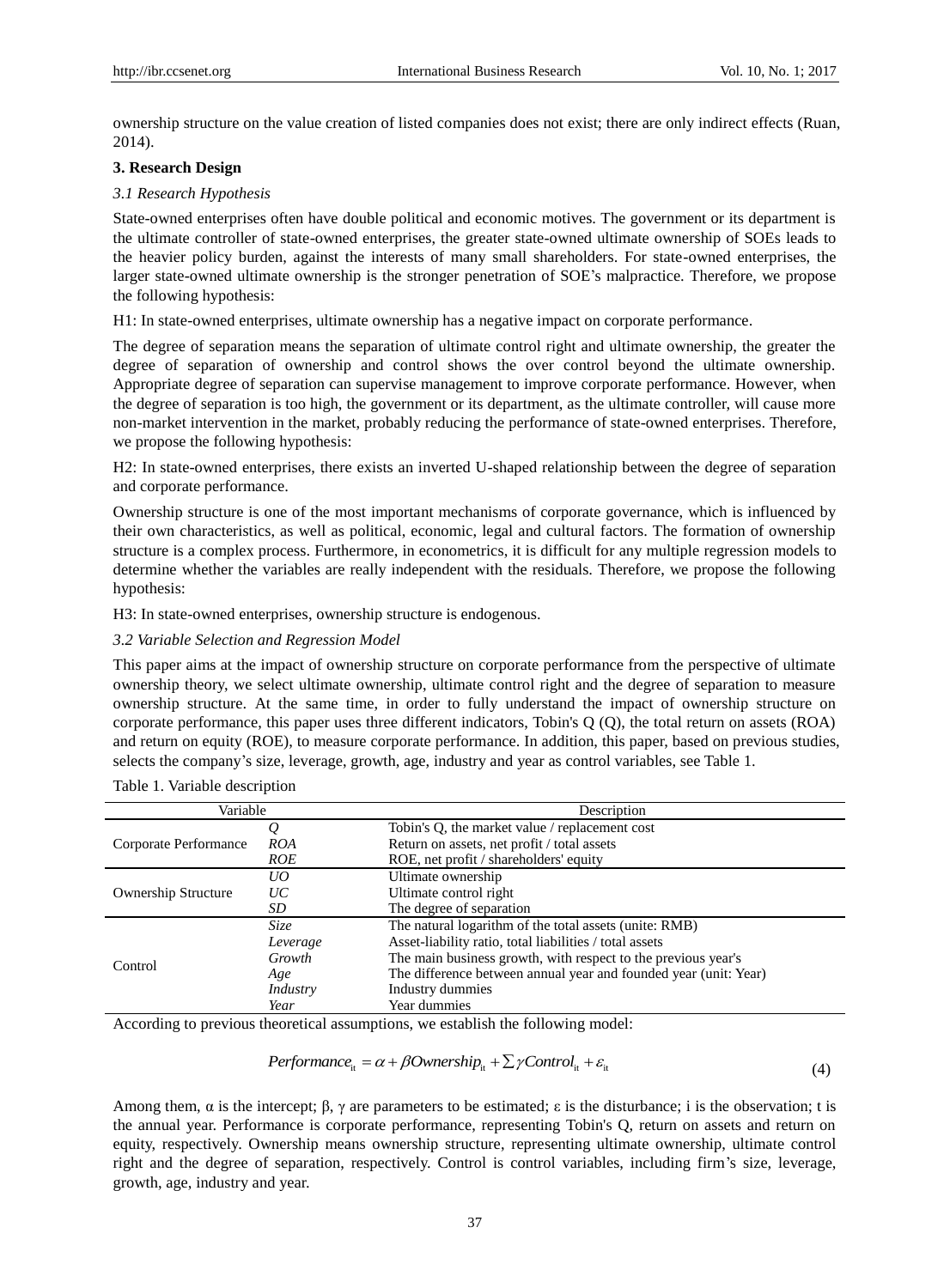ownership structure on the value creation of listed companies does not exist; there are only indirect effects (Ruan, 2014).

## 3. Research Design

### *3.1 Research Hypothesis*

State-owned enterprises often have double political and economic motives. The government or its department is the ultimate controller of state-owned enterprises, the greater state-owned ultimate ownership of SOEs leads to the heavier policy burden, against the interests of many small shareholders. For state-owned enterprises, the larger state-owned ultimate ownership is the stronger penetration of SOE's malpractice. Therefore, we propose the following hypothesis:

H1: In state-owned enterprises, ultimate ownership has a negative impact on corporate performance.

The degree of separation means the separation of ultimate control right and ultimate ownership, the greater the degree of separation of ownership and control shows the over control beyond the ultimate ownership. Appropriate degree of separation can supervise management to improve corporate performance. However, when the degree of separation is too high, the government or its department, as the ultimate controller, will cause more non-market intervention in the market, probably reducing the performance of state-owned enterprises. Therefore, we propose the following hypothesis:

H2: In state-owned enterprises, there exists an inverted U-shaped relationship between the degree of separation and corporate performance.

Ownership structure is one of the most important mechanisms of corporate governance, which is influenced by their own characteristics, as well as political, economic, legal and cultural factors. The formation of ownership structure is a complex process. Furthermore, in econometrics, it is difficult for any multiple regression models to determine whether the variables are really independent with the residuals. Therefore, we propose the following hypothesis:

H3: In state-owned enterprises, ownership structure is endogenous.

### *3.2 Variable Selection and Regression Model*

This paper aims at the impact of ownership structure on corporate performance from the perspective of ultimate ownership theory, we select ultimate ownership, ultimate control right and the degree of separation to measure ownership structure. At the same time, in order to fully understand the impact of ownership structure on corporate performance, this paper uses three different indicators, Tobin's Q (Q), the total return on assets (ROA) and return on equity (ROE), to measure corporate performance. In addition, this paper, based on previous studies, selects the company's size, leverage, growth, age, industry and year as control variables, see Table 1.

Table 1. Variable description

| Variable | | Description |
|---|---|---|
| Corporate Performance | *Q* | Tobin's Q, the market value / replacement cost |
| | *ROA* | Return on assets, net profit / total assets |
| | *ROE* | ROE, net profit / shareholders' equity |
| Ownership Structure | *UO* | Ultimate ownership |
| | *UC* | Ultimate control right |
| | *SD* | The degree of separation |
| Control | *Size* | The natural logarithm of the total assets (unite: RMB) |
| | *Leverage* | Asset-liability ratio, total liabilities / total assets |
| | *Growth* | The main business growth, with respect to the previous year's |
| | *Age* | The difference between annual year and founded year (unit: Year) |
| | *Industry* | Industry dummies |
| | *Year* | Year dummies |

According to previous theoretical assumptions, we establish the following model:

$$Performance_{it} = \alpha + \beta Ownership_{it} + \sum \gamma Control_{it} + \varepsilon_{it} \tag{4}$$

Among them, α is the intercept; β, γ are parameters to be estimated; ε is the disturbance; i is the observation; t is the annual year. Performance is corporate performance, representing Tobin's Q, return on assets and return on equity, respectively. Ownership means ownership structure, representing ultimate ownership, ultimate control right and the degree of separation, respectively. Control is control variables, including firm's size, leverage, growth, age, industry and year.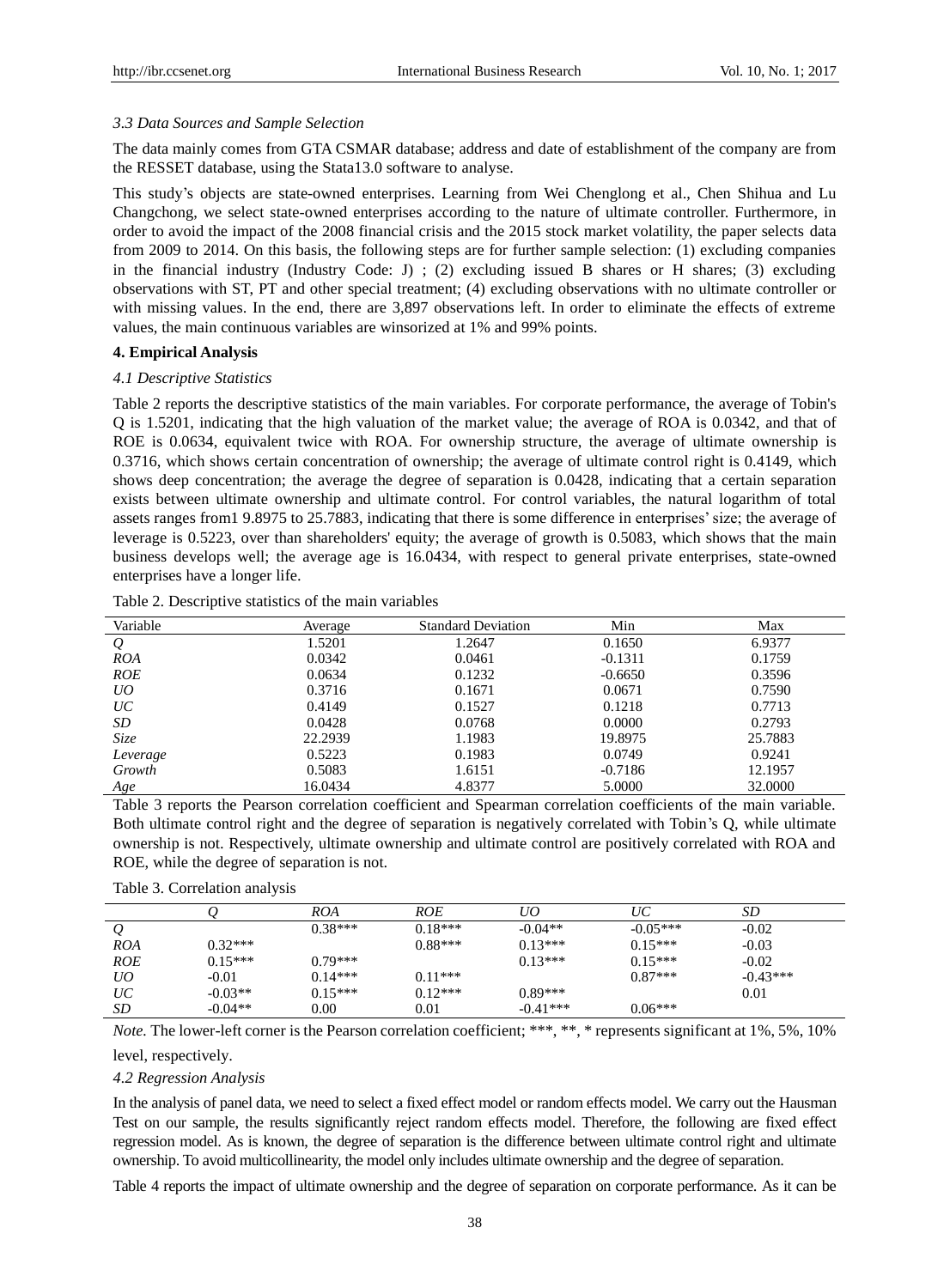### *3.3 Data Sources and Sample Selection*

The data mainly comes from GTA CSMAR database; address and date of establishment of the company are from the RESSET database, using the Stata13.0 software to analyse.

This study's objects are state-owned enterprises. Learning from Wei Chenglong et al., Chen Shihua and Lu Changchong, we select state-owned enterprises according to the nature of ultimate controller. Furthermore, in order to avoid the impact of the 2008 financial crisis and the 2015 stock market volatility, the paper selects data from 2009 to 2014. On this basis, the following steps are for further sample selection: (1) excluding companies in the financial industry (Industry Code: J) ; (2) excluding issued B shares or H shares; (3) excluding observations with ST, PT and other special treatment; (4) excluding observations with no ultimate controller or with missing values. In the end, there are 3,897 observations left. In order to eliminate the effects of extreme values, the main continuous variables are winsorized at 1% and 99% points.

## **4. Empirical Analysis**

### *4.1 Descriptive Statistics*

Table 2 reports the descriptive statistics of the main variables. For corporate performance, the average of Tobin's Q is 1.5201, indicating that the high valuation of the market value; the average of ROA is 0.0342, and that of ROE is 0.0634, equivalent twice with ROA. For ownership structure, the average of ultimate ownership is 0.3716, which shows certain concentration of ownership; the average of ultimate control right is 0.4149, which shows deep concentration; the average the degree of separation is 0.0428, indicating that a certain separation exists between ultimate ownership and ultimate control. For control variables, the natural logarithm of total assets ranges from1 9.8975 to 25.7883, indicating that there is some difference in enterprises' size; the average of leverage is 0.5223, over than shareholders' equity; the average of growth is 0.5083, which shows that the main business develops well; the average age is 16.0434, with respect to general private enterprises, state-owned enterprises have a longer life.

Table 2. Descriptive statistics of the main variables

| Variable | Average | Standard Deviation | Min | Max |
|---|---|---|---|---|
| *Q* | 1.5201 | 1.2647 | 0.1650 | 6.9377 |
| *ROA* | 0.0342 | 0.0461 | -0.1311 | 0.1759 |
| *ROE* | 0.0634 | 0.1232 | -0.6650 | 0.3596 |
| *UO* | 0.3716 | 0.1671 | 0.0671 | 0.7590 |
| *UC* | 0.4149 | 0.1527 | 0.1218 | 0.7713 |
| *SD* | 0.0428 | 0.0768 | 0.0000 | 0.2793 |
| *Size* | 22.2939 | 1.1983 | 19.8975 | 25.7883 |
| *Leverage* | 0.5223 | 0.1983 | 0.0749 | 0.9241 |
| *Growth* | 0.5083 | 1.6151 | -0.7186 | 12.1957 |
| *Age* | 16.0434 | 4.8377 | 5.0000 | 32.0000 |

Table 3 reports the Pearson correlation coefficient and Spearman correlation coefficients of the main variable. Both ultimate control right and the degree of separation is negatively correlated with Tobin's Q, while ultimate ownership is not. Respectively, ultimate ownership and ultimate control are positively correlated with ROA and ROE, while the degree of separation is not.

Table 3. Correlation analysis

| | *Q* | *ROA* | *ROE* | *UO* | *UC* | *SD* |
|---|---|---|---|---|---|---|
| *Q* | | 0.38*** | 0.18*** | -0.04** | -0.05*** | -0.02 |
| *ROA* | 0.32*** | | 0.88*** | 0.13*** | 0.15*** | -0.03 |
| *ROE* | 0.15*** | 0.79*** | | 0.13*** | 0.15*** | -0.02 |
| *UO* | -0.01 | 0.14*** | 0.11*** | | 0.87*** | -0.43*** |
| *UC* | -0.03** | 0.15*** | 0.12*** | 0.89*** | | 0.01 |
| *SD* | -0.04** | 0.00 | 0.01 | -0.41*** | 0.06*** | |

*Note.* The lower-left corner is the Pearson correlation coefficient; ***, **, * represents significant at 1%, 5%, 10% level, respectively.

### *4.2 Regression Analysis*

In the analysis of panel data, we need to select a fixed effect model or random effects model. We carry out the Hausman Test on our sample, the results significantly reject random effects model. Therefore, the following are fixed effect regression model. As is known, the degree of separation is the difference between ultimate control right and ultimate ownership. To avoid multicollinearity, the model only includes ultimate ownership and the degree of separation.

Table 4 reports the impact of ultimate ownership and the degree of separation on corporate performance. As it can be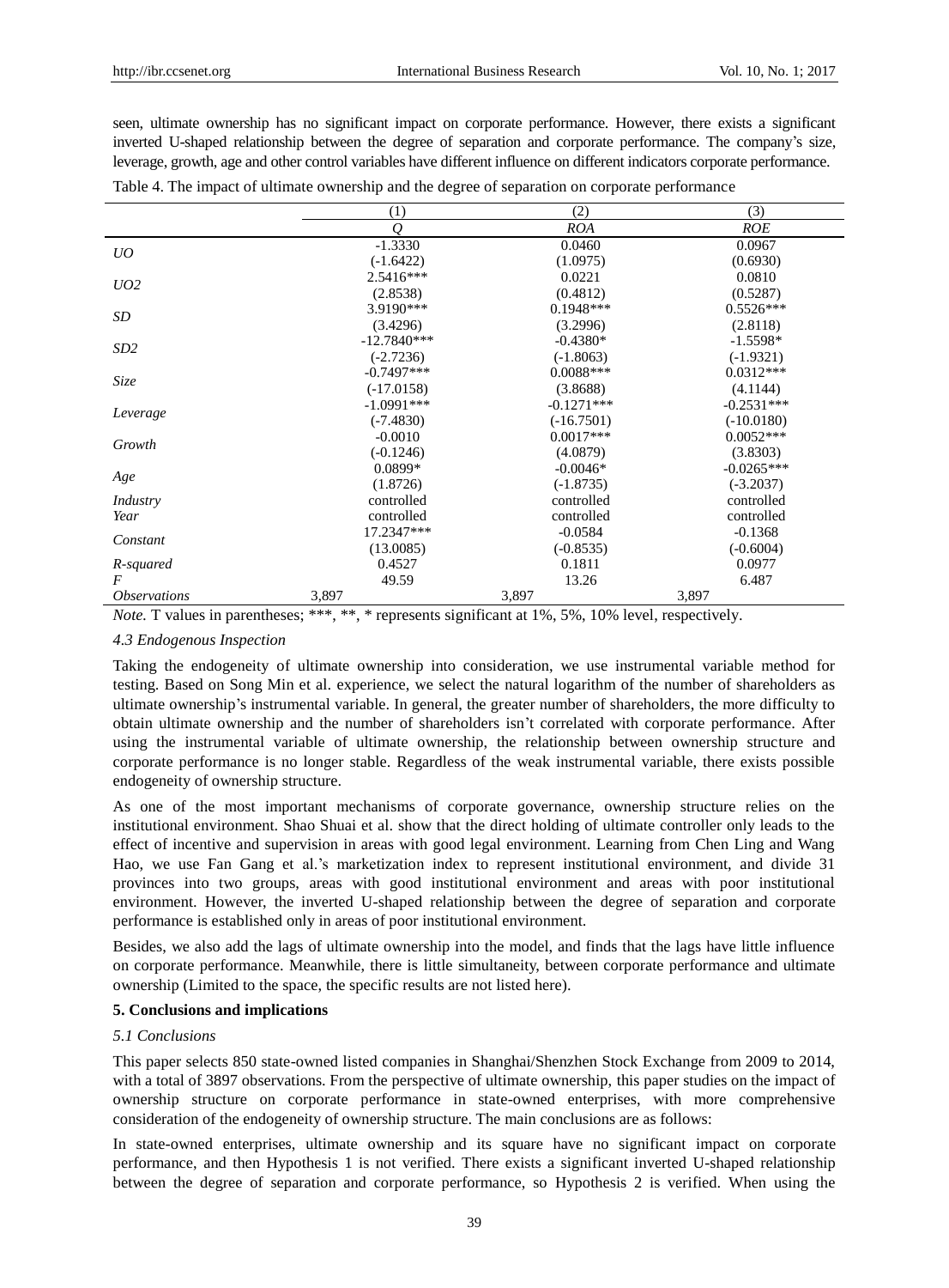seen, ultimate ownership has no significant impact on corporate performance. However, there exists a significant inverted U-shaped relationship between the degree of separation and corporate performance. The company's size, leverage, growth, age and other control variables have different influence on different indicators corporate performance.

Table 4. The impact of ultimate ownership and the degree of separation on corporate performance

| | (1) | (2) | (3) |
|---|---|---|---|
| | *Q* | *ROA* | *ROE* |
| *UO* | -1.3330 | 0.0460 | 0.0967 |
| | (-1.6422) | (1.0975) | (0.6930) |
| *UO2* | 2.5416*** | 0.0221 | 0.0810 |
| | (2.8538) | (0.4812) | (0.5287) |
| *SD* | 3.9190*** | 0.1948*** | 0.5526*** |
| | (3.4296) | (3.2996) | (2.8118) |
| *SD2* | -12.7840*** | -0.4380* | -1.5598* |
| | (-2.7236) | (-1.8063) | (-1.9321) |
| *Size* | -0.7497*** | 0.0088*** | 0.0312*** |
| | (-17.0158) | (3.8688) | (4.1144) |
| *Leverage* | -1.0991*** | -0.1271*** | -0.2531*** |
| | (-7.4830) | (-16.7501) | (-10.0180) |
| *Growth* | -0.0010 | 0.0017*** | 0.0052*** |
| | (-0.1246) | (4.0879) | (3.8303) |
| *Age* | 0.0899* | -0.0046* | -0.0265*** |
| | (1.8726) | (-1.8735) | (-3.2037) |
| *Industry* | controlled | controlled | controlled |
| *Year* | controlled | controlled | controlled |
| *Constant* | 17.2347*** | -0.0584 | -0.1368 |
| | (13.0085) | (-0.8535) | (-0.6004) |
| *R-squared* | 0.4527 | 0.1811 | 0.0977 |
| *F* | 49.59 | 13.26 | 6.487 |
| *Observations* | 3,897 | 3,897 | 3,897 |

*Note.* T values in parentheses; ***, **, * represents significant at 1%, 5%, 10% level, respectively.

### *4.3 Endogenous Inspection*

Taking the endogeneity of ultimate ownership into consideration, we use instrumental variable method for testing. Based on Song Min et al. experience, we select the natural logarithm of the number of shareholders as ultimate ownership's instrumental variable. In general, the greater number of shareholders, the more difficulty to obtain ultimate ownership and the number of shareholders isn't correlated with corporate performance. After using the instrumental variable of ultimate ownership, the relationship between ownership structure and corporate performance is no longer stable. Regardless of the weak instrumental variable, there exists possible endogeneity of ownership structure.

As one of the most important mechanisms of corporate governance, ownership structure relies on the institutional environment. Shao Shuai et al. show that the direct holding of ultimate controller only leads to the effect of incentive and supervision in areas with good legal environment. Learning from Chen Ling and Wang Hao, we use Fan Gang et al.'s marketization index to represent institutional environment, and divide 31 provinces into two groups, areas with good institutional environment and areas with poor institutional environment. However, the inverted U-shaped relationship between the degree of separation and corporate performance is established only in areas of poor institutional environment.

Besides, we also add the lags of ultimate ownership into the model, and finds that the lags have little influence on corporate performance. Meanwhile, there is little simultaneity, between corporate performance and ultimate ownership (Limited to the space, the specific results are not listed here).

## **5. Conclusions and implications**

### *5.1 Conclusions*

This paper selects 850 state-owned listed companies in Shanghai/Shenzhen Stock Exchange from 2009 to 2014, with a total of 3897 observations. From the perspective of ultimate ownership, this paper studies on the impact of ownership structure on corporate performance in state-owned enterprises, with more comprehensive consideration of the endogeneity of ownership structure. The main conclusions are as follows:

In state-owned enterprises, ultimate ownership and its square have no significant impact on corporate performance, and then Hypothesis 1 is not verified. There exists a significant inverted U-shaped relationship between the degree of separation and corporate performance, so Hypothesis 2 is verified. When using the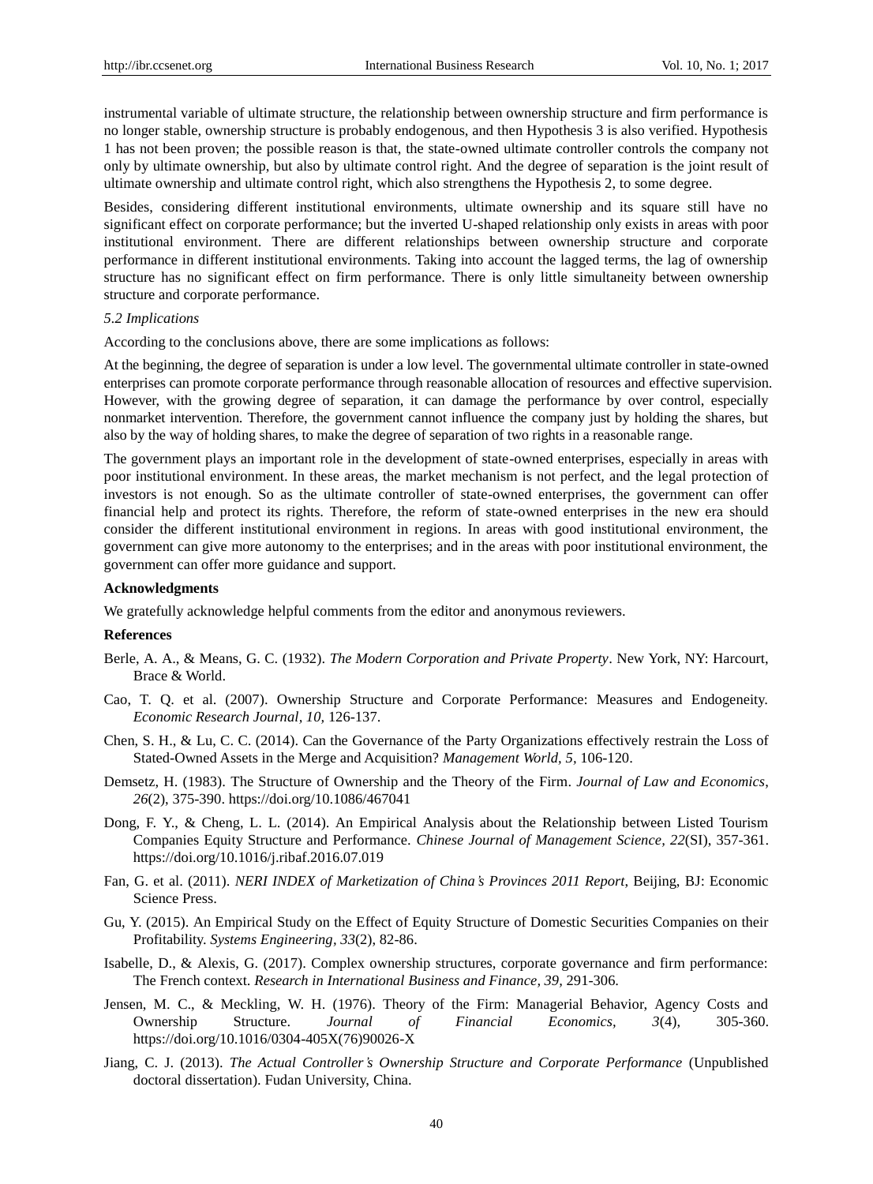instrumental variable of ultimate structure, the relationship between ownership structure and firm performance is no longer stable, ownership structure is probably endogenous, and then Hypothesis 3 is also verified. Hypothesis 1 has not been proven; the possible reason is that, the state-owned ultimate controller controls the company not only by ultimate ownership, but also by ultimate control right. And the degree of separation is the joint result of ultimate ownership and ultimate control right, which also strengthens the Hypothesis 2, to some degree.

Besides, considering different institutional environments, ultimate ownership and its square still have no significant effect on corporate performance; but the inverted U-shaped relationship only exists in areas with poor institutional environment. There are different relationships between ownership structure and corporate performance in different institutional environments. Taking into account the lagged terms, the lag of ownership structure has no significant effect on firm performance. There is only little simultaneity between ownership structure and corporate performance.

### *5.2 Implications*

According to the conclusions above, there are some implications as follows:

At the beginning, the degree of separation is under a low level. The governmental ultimate controller in state-owned enterprises can promote corporate performance through reasonable allocation of resources and effective supervision. However, with the growing degree of separation, it can damage the performance by over control, especially nonmarket intervention. Therefore, the government cannot influence the company just by holding the shares, but also by the way of holding shares, to make the degree of separation of two rights in a reasonable range.

The government plays an important role in the development of state-owned enterprises, especially in areas with poor institutional environment. In these areas, the market mechanism is not perfect, and the legal protection of investors is not enough. So as the ultimate controller of state-owned enterprises, the government can offer financial help and protect its rights. Therefore, the reform of state-owned enterprises in the new era should consider the different institutional environment in regions. In areas with good institutional environment, the government can give more autonomy to the enterprises; and in the areas with poor institutional environment, the government can offer more guidance and support.

## Acknowledgments

We gratefully acknowledge helpful comments from the editor and anonymous reviewers.

## References

Berle, A. A., & Means, G. C. (1932). *The Modern Corporation and Private Property*. New York, NY: Harcourt, Brace & World.

Cao, T. Q. et al. (2007). Ownership Structure and Corporate Performance: Measures and Endogeneity. *Economic Research Journal, 10,* 126-137.

Chen, S. H., & Lu, C. C. (2014). Can the Governance of the Party Organizations effectively restrain the Loss of Stated-Owned Assets in the Merge and Acquisition? *Management World, 5,* 106-120.

Demsetz, H. (1983). The Structure of Ownership and the Theory of the Firm. *Journal of Law and Economics*, *26*(2), 375-390. https://doi.org/10.1086/467041

Dong, F. Y., & Cheng, L. L. (2014). An Empirical Analysis about the Relationship between Listed Tourism Companies Equity Structure and Performance. *Chinese Journal of Management Science, 22*(SI), 357-361. https://doi.org/10.1016/j.ribaf.2016.07.019

Fan, G. et al. (2011). *NERI INDEX of Marketization of China's Provinces 2011 Report*, Beijing, BJ: Economic Science Press.

Gu, Y. (2015). An Empirical Study on the Effect of Equity Structure of Domestic Securities Companies on their Profitability. *Systems Engineering, 33*(2), 82-86.

Isabelle, D., & Alexis, G. (2017). Complex ownership structures, corporate governance and firm performance: The French context. *Research in International Business and Finance, 39,* 291-306.

Jensen, M. C., & Meckling, W. H. (1976). Theory of the Firm: Managerial Behavior, Agency Costs and Ownership Structure. *Journal of Financial Economics, 3*(4), 305-360. https://doi.org/10.1016/0304-405X(76)90026-X

Jiang, C. J. (2013). *The Actual Controller's Ownership Structure and Corporate Performance* (Unpublished doctoral dissertation). Fudan University, China.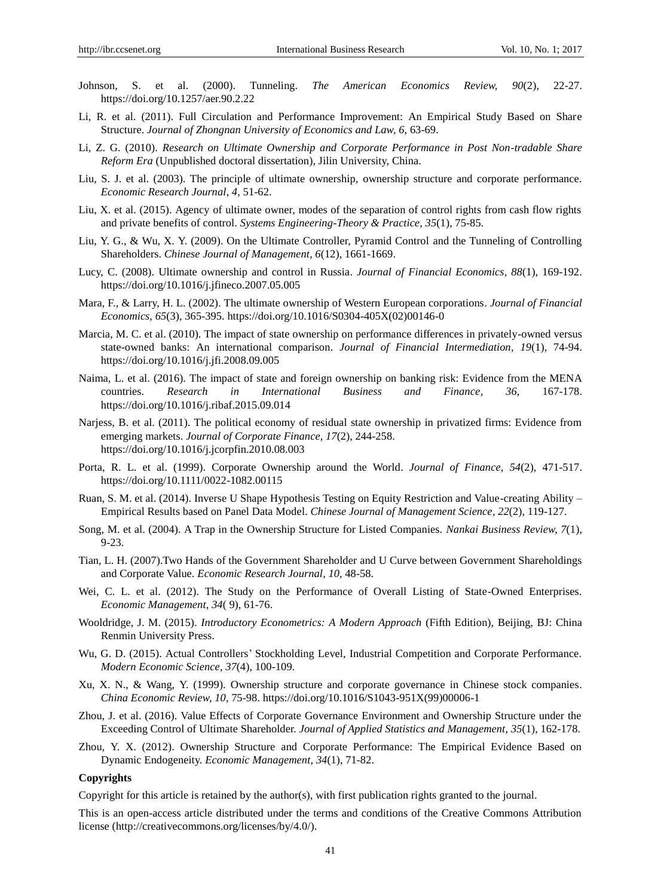Johnson, S. et al. (2000). Tunneling. *The American Economics Review, 90*(2), 22-27. https://doi.org/10.1257/aer.90.2.22

Li, R. et al. (2011). Full Circulation and Performance Improvement: An Empirical Study Based on Share Structure. *Journal of Zhongnan University of Economics and Law, 6*, 63-69.

Li, Z. G. (2010). *Research on Ultimate Ownership and Corporate Performance in Post Non-tradable Share Reform Era* (Unpublished doctoral dissertation), Jilin University, China.

Liu, S. J. et al. (2003). The principle of ultimate ownership, ownership structure and corporate performance. *Economic Research Journal*, *4*, 51-62.

Liu, X. et al. (2015). Agency of ultimate owner, modes of the separation of control rights from cash flow rights and private benefits of control. *Systems Engineering-Theory & Practice*, *35*(1), 75-85.

Liu, Y. G., & Wu, X. Y. (2009). On the Ultimate Controller, Pyramid Control and the Tunneling of Controlling Shareholders. *Chinese Journal of Management, 6*(12), 1661-1669.

Lucy, C. (2008). Ultimate ownership and control in Russia. *Journal of Financial Economics, 88*(1), 169-192. https://doi.org/10.1016/j.jfineco.2007.05.005

Mara, F., & Larry, H. L. (2002). The ultimate ownership of Western European corporations. *Journal of Financial Economics, 65*(3), 365-395. https://doi.org/10.1016/S0304-405X(02)00146-0

Marcia, M. C. et al. (2010). The impact of state ownership on performance differences in privately-owned versus state-owned banks: An international comparison. *Journal of Financial Intermediation, 19*(1), 74-94. https://doi.org/10.1016/j.jfi.2008.09.005

Naima, L. et al. (2016). The impact of state and foreign ownership on banking risk: Evidence from the MENA countries. *Research in International Business and Finance, 36,* 167-178. https://doi.org/10.1016/j.ribaf.2015.09.014

Narjess, B. et al. (2011). The political economy of residual state ownership in privatized firms: Evidence from emerging markets. *Journal of Corporate Finance*, *17*(2), 244-258. https://doi.org/10.1016/j.jcorpfin.2010.08.003

Porta, R. L. et al. (1999). Corporate Ownership around the World. *Journal of Finance, 54*(2), 471-517. https://doi.org/10.1111/0022-1082.00115

Ruan, S. M. et al. (2014). Inverse U Shape Hypothesis Testing on Equity Restriction and Value-creating Ability – Empirical Results based on Panel Data Model. *Chinese Journal of Management Science*, *22*(2), 119-127.

Song, M. et al. (2004). A Trap in the Ownership Structure for Listed Companies. *Nankai Business Review, 7*(1), 9-23.

Tian, L. H. (2007).Two Hands of the Government Shareholder and U Curve between Government Shareholdings and Corporate Value. *Economic Research Journal*, *10*, 48-58.

Wei, C. L. et al. (2012). The Study on the Performance of Overall Listing of State-Owned Enterprises. *Economic Management*, *34*( 9), 61-76.

Wooldridge, J. M. (2015). *Introductory Econometrics: A Modern Approach* (Fifth Edition), Beijing, BJ: China Renmin University Press.

Wu, G. D. (2015). Actual Controllers' Stockholding Level, Industrial Competition and Corporate Performance. *Modern Economic Science*, *37*(4), 100-109.

Xu, X. N., & Wang, Y. (1999). Ownership structure and corporate governance in Chinese stock companies. *China Economic Review, 10*, 75-98. https://doi.org/10.1016/S1043-951X(99)00006-1

Zhou, J. et al. (2016). Value Effects of Corporate Governance Environment and Ownership Structure under the Exceeding Control of Ultimate Shareholder. *Journal of Applied Statistics and Management, 35*(1), 162-178.

Zhou, Y. X. (2012). Ownership Structure and Corporate Performance: The Empirical Evidence Based on Dynamic Endogeneity. *Economic Management*, *34*(1), 71-82.

**Copyrights**

Copyright for this article is retained by the author(s), with first publication rights granted to the journal.

This is an open-access article distributed under the terms and conditions of the Creative Commons Attribution license (http://creativecommons.org/licenses/by/4.0/).